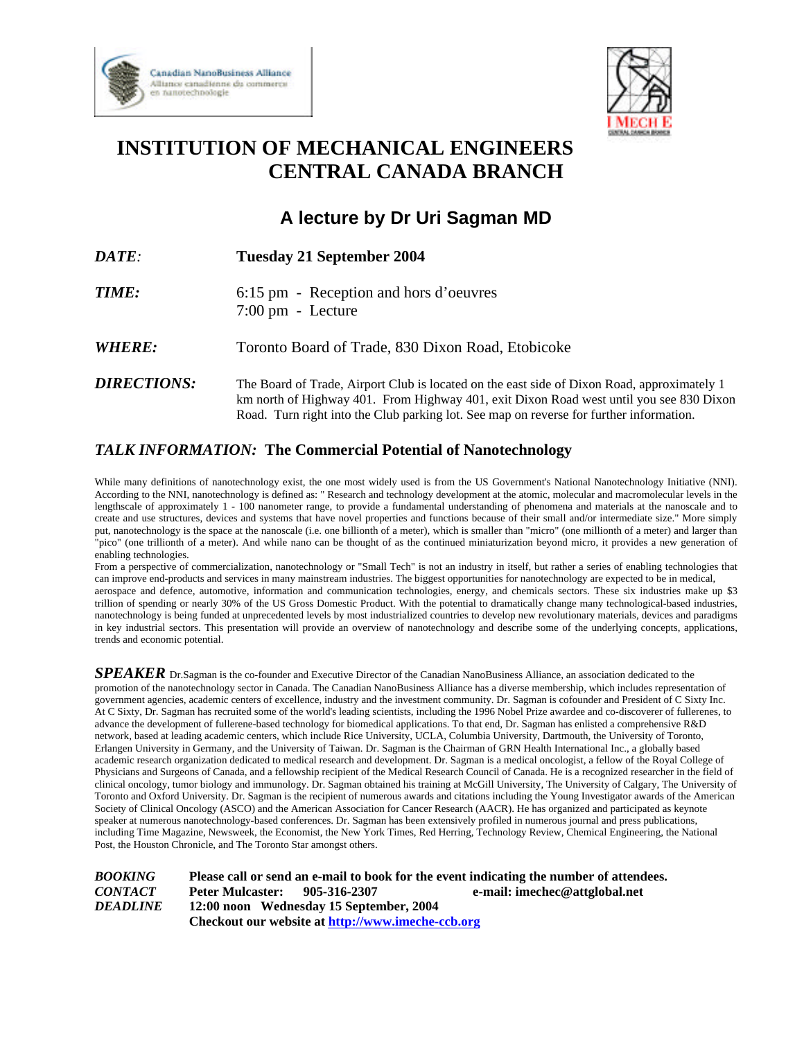Canadian NanoBusiness Alliance
Alliance canadienne du commerce en nanotechnologie

I MECH E
CENTRAL CANADA BRANCH

# INSTITUTION OF MECHANICAL ENGINEERS CENTRAL CANADA BRANCH

## A lecture by Dr Uri Sagman MD

***DATE:*** **Tuesday 21 September 2004**

***TIME:*** 6:15 pm - Reception and hors d'oeuvres
7:00 pm - Lecture

***WHERE:*** Toronto Board of Trade, 830 Dixon Road, Etobicoke

***DIRECTIONS:*** The Board of Trade, Airport Club is located on the east side of Dixon Road, approximately 1 km north of Highway 401. From Highway 401, exit Dixon Road west until you see 830 Dixon Road. Turn right into the Club parking lot. See map on reverse for further information.

### *TALK INFORMATION:* The Commercial Potential of Nanotechnology

While many definitions of nanotechnology exist, the one most widely used is from the US Government's National Nanotechnology Initiative (NNI). According to the NNI, nanotechnology is defined as: " Research and technology development at the atomic, molecular and macromolecular levels in the lengthscale of approximately 1 - 100 nanometer range, to provide a fundamental understanding of phenomena and materials at the nanoscale and to create and use structures, devices and systems that have novel properties and functions because of their small and/or intermediate size." More simply put, nanotechnology is the space at the nanoscale (i.e. one billionth of a meter), which is smaller than "micro" (one millionth of a meter) and larger than "pico" (one trillionth of a meter). And while nano can be thought of as the continued miniaturization beyond micro, it provides a new generation of enabling technologies.
From a perspective of commercialization, nanotechnology or "Small Tech" is not an industry in itself, but rather a series of enabling technologies that can improve end-products and services in many mainstream industries. The biggest opportunities for nanotechnology are expected to be in medical, aerospace and defence, automotive, information and communication technologies, energy, and chemicals sectors. These six industries make up $3 trillion of spending or nearly 30% of the US Gross Domestic Product. With the potential to dramatically change many technological-based industries, nanotechnology is being funded at unprecedented levels by most industrialized countries to develop new revolutionary materials, devices and paradigms in key industrial sectors. This presentation will provide an overview of nanotechnology and describe some of the underlying concepts, applications, trends and economic potential.

***SPEAKER*** Dr.Sagman is the co-founder and Executive Director of the Canadian NanoBusiness Alliance, an association dedicated to the promotion of the nanotechnology sector in Canada. The Canadian NanoBusiness Alliance has a diverse membership, which includes representation of government agencies, academic centers of excellence, industry and the investment community. Dr. Sagman is cofounder and President of C Sixty Inc. At C Sixty, Dr. Sagman has recruited some of the world's leading scientists, including the 1996 Nobel Prize awardee and co-discoverer of fullerenes, to advance the development of fullerene-based technology for biomedical applications. To that end, Dr. Sagman has enlisted a comprehensive R&D network, based at leading academic centers, which include Rice University, UCLA, Columbia University, Dartmouth, the University of Toronto, Erlangen University in Germany, and the University of Taiwan. Dr. Sagman is the Chairman of GRN Health International Inc., a globally based academic research organization dedicated to medical research and development. Dr. Sagman is a medical oncologist, a fellow of the Royal College of Physicians and Surgeons of Canada, and a fellowship recipient of the Medical Research Council of Canada. He is a recognized researcher in the field of clinical oncology, tumor biology and immunology. Dr. Sagman obtained his training at McGill University, The University of Calgary, The University of Toronto and Oxford University. Dr. Sagman is the recipient of numerous awards and citations including the Young Investigator awards of the American Society of Clinical Oncology (ASCO) and the American Association for Cancer Research (AACR). He has organized and participated as keynote speaker at numerous nanotechnology-based conferences. Dr. Sagman has been extensively profiled in numerous journal and press publications, including Time Magazine, Newsweek, the Economist, the New York Times, Red Herring, Technology Review, Chemical Engineering, the National Post, the Houston Chronicle, and The Toronto Star amongst others.

***BOOKING*** **Please call or send an e-mail to book for the event indicating the number of attendees.**
***CONTACT*** **Peter Mulcaster: 905-316-2307 e-mail: imechec@attglobal.net**
***DEADLINE*** **12:00 noon Wednesday 15 September, 2004**
**Checkout our website at http://www.imeche-ccb.org**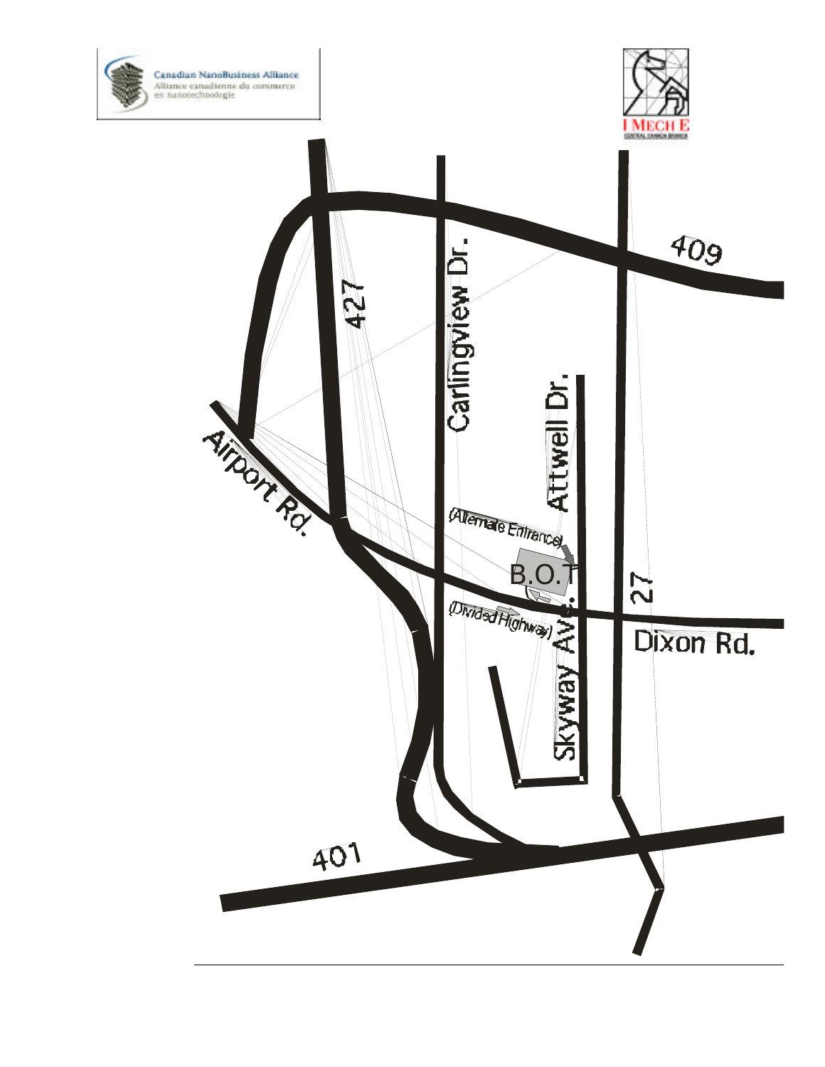Canadian NanoBusiness Alliance
Alliance canadienne du commerce en nanotechnologie

I MECH E
CENTRAL CANADA BRANCH

409

427

Carlingview Dr.

Attwell Dr.

Airport Rd.

(Alternate Entrance)

B.O.T

(Divided Highway)

Skyway Ave.

27

Dixon Rd.

401